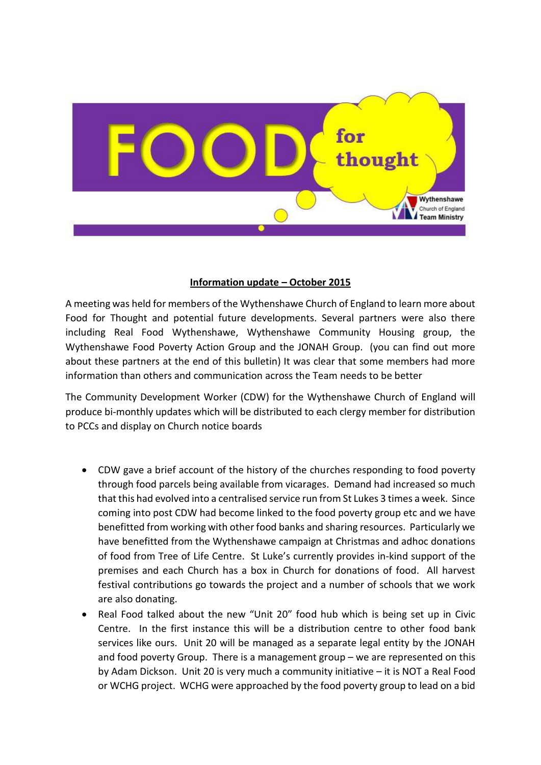# FOOD for thought

Wythenshawe Church of England Team Ministry

**Information update – October 2015**

A meeting was held for members of the Wythenshawe Church of England to learn more about Food for Thought and potential future developments. Several partners were also there including Real Food Wythenshawe, Wythenshawe Community Housing group, the Wythenshawe Food Poverty Action Group and the JONAH Group. (you can find out more about these partners at the end of this bulletin) It was clear that some members had more information than others and communication across the Team needs to be better

The Community Development Worker (CDW) for the Wythenshawe Church of England will produce bi-monthly updates which will be distributed to each clergy member for distribution to PCCs and display on Church notice boards

- CDW gave a brief account of the history of the churches responding to food poverty through food parcels being available from vicarages. Demand had increased so much that this had evolved into a centralised service run from St Lukes 3 times a week. Since coming into post CDW had become linked to the food poverty group etc and we have benefitted from working with other food banks and sharing resources. Particularly we have benefitted from the Wythenshawe campaign at Christmas and adhoc donations of food from Tree of Life Centre. St Luke's currently provides in-kind support of the premises and each Church has a box in Church for donations of food. All harvest festival contributions go towards the project and a number of schools that we work are also donating.
- Real Food talked about the new "Unit 20" food hub which is being set up in Civic Centre. In the first instance this will be a distribution centre to other food bank services like ours. Unit 20 will be managed as a separate legal entity by the JONAH and food poverty Group. There is a management group – we are represented on this by Adam Dickson. Unit 20 is very much a community initiative – it is NOT a Real Food or WCHG project. WCHG were approached by the food poverty group to lead on a bid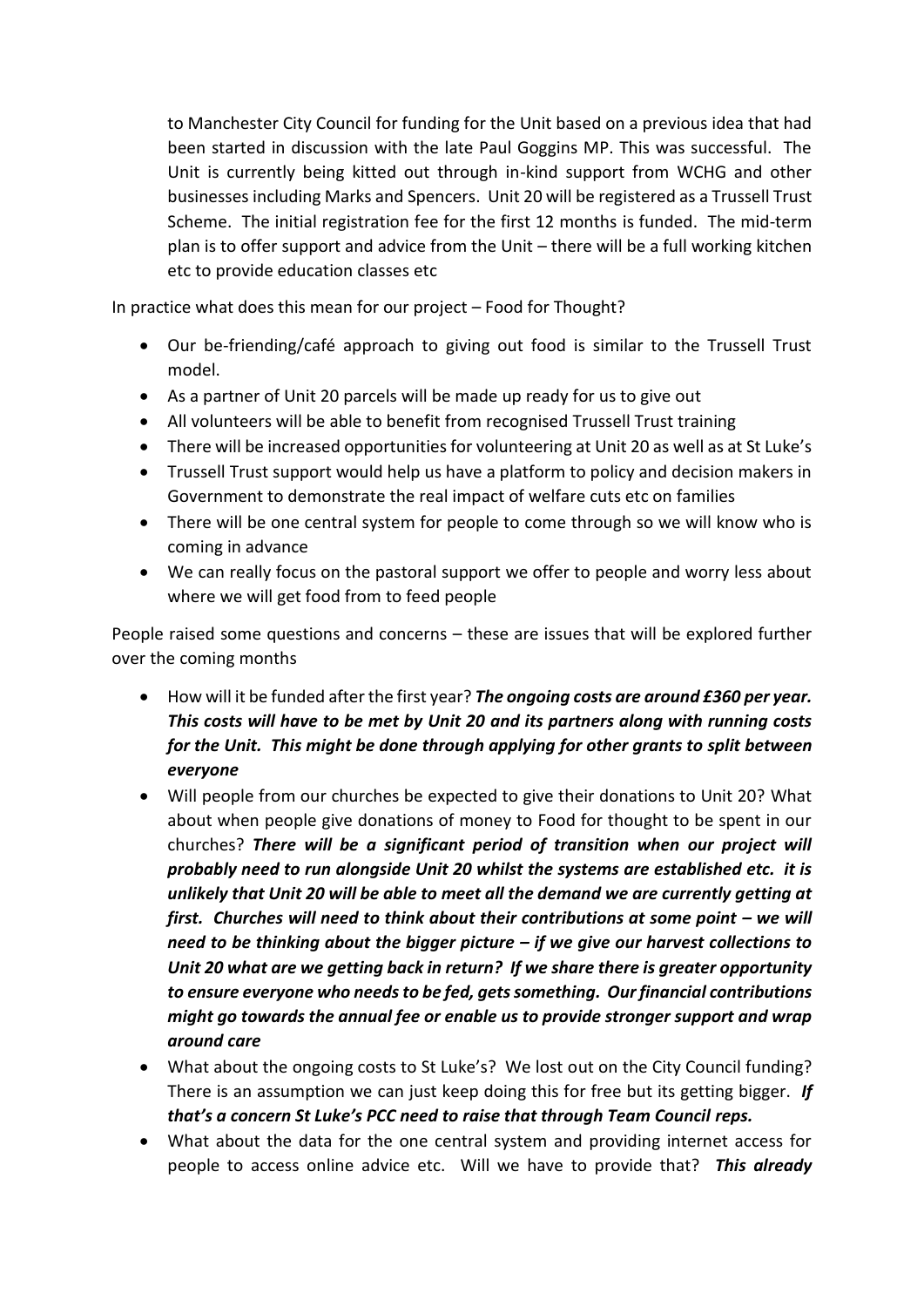to Manchester City Council for funding for the Unit based on a previous idea that had been started in discussion with the late Paul Goggins MP. This was successful. The Unit is currently being kitted out through in-kind support from WCHG and other businesses including Marks and Spencers. Unit 20 will be registered as a Trussell Trust Scheme. The initial registration fee for the first 12 months is funded. The mid-term plan is to offer support and advice from the Unit – there will be a full working kitchen etc to provide education classes etc

In practice what does this mean for our project – Food for Thought?

- Our be-friending/café approach to giving out food is similar to the Trussell Trust model.
- As a partner of Unit 20 parcels will be made up ready for us to give out
- All volunteers will be able to benefit from recognised Trussell Trust training
- There will be increased opportunities for volunteering at Unit 20 as well as at St Luke's
- Trussell Trust support would help us have a platform to policy and decision makers in Government to demonstrate the real impact of welfare cuts etc on families
- There will be one central system for people to come through so we will know who is coming in advance
- We can really focus on the pastoral support we offer to people and worry less about where we will get food from to feed people

People raised some questions and concerns – these are issues that will be explored further over the coming months

- How will it be funded after the first year? ***The ongoing costs are around £360 per year. This costs will have to be met by Unit 20 and its partners along with running costs for the Unit. This might be done through applying for other grants to split between everyone***
- Will people from our churches be expected to give their donations to Unit 20? What about when people give donations of money to Food for thought to be spent in our churches? ***There will be a significant period of transition when our project will probably need to run alongside Unit 20 whilst the systems are established etc. it is unlikely that Unit 20 will be able to meet all the demand we are currently getting at first. Churches will need to think about their contributions at some point – we will need to be thinking about the bigger picture – if we give our harvest collections to Unit 20 what are we getting back in return? If we share there is greater opportunity to ensure everyone who needs to be fed, gets something. Our financial contributions might go towards the annual fee or enable us to provide stronger support and wrap around care***
- What about the ongoing costs to St Luke's? We lost out on the City Council funding? There is an assumption we can just keep doing this for free but its getting bigger. ***If that's a concern St Luke's PCC need to raise that through Team Council reps.***
- What about the data for the one central system and providing internet access for people to access online advice etc. Will we have to provide that? ***This already***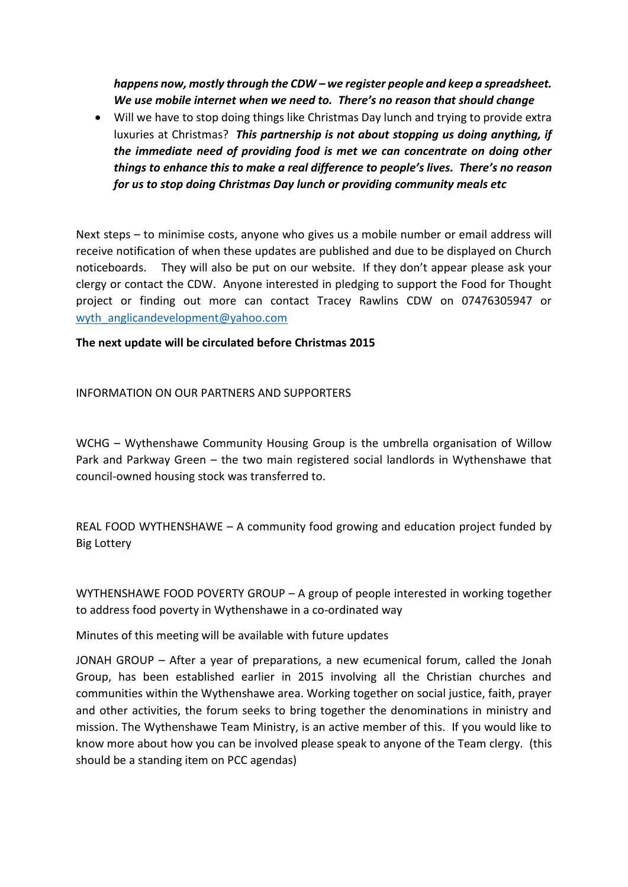***happens now, mostly through the CDW – we register people and keep a spreadsheet. We use mobile internet when we need to. There's no reason that should change***

- Will we have to stop doing things like Christmas Day lunch and trying to provide extra luxuries at Christmas? ***This partnership is not about stopping us doing anything, if the immediate need of providing food is met we can concentrate on doing other things to enhance this to make a real difference to people's lives. There's no reason for us to stop doing Christmas Day lunch or providing community meals etc***

Next steps – to minimise costs, anyone who gives us a mobile number or email address will receive notification of when these updates are published and due to be displayed on Church noticeboards. They will also be put on our website. If they don't appear please ask your clergy or contact the CDW. Anyone interested in pledging to support the Food for Thought project or finding out more can contact Tracey Rawlins CDW on 07476305947 or wyth_anglicandevelopment@yahoo.com

**The next update will be circulated before Christmas 2015**

INFORMATION ON OUR PARTNERS AND SUPPORTERS

WCHG – Wythenshawe Community Housing Group is the umbrella organisation of Willow Park and Parkway Green – the two main registered social landlords in Wythenshawe that council-owned housing stock was transferred to.

REAL FOOD WYTHENSHAWE – A community food growing and education project funded by Big Lottery

WYTHENSHAWE FOOD POVERTY GROUP – A group of people interested in working together to address food poverty in Wythenshawe in a co-ordinated way

Minutes of this meeting will be available with future updates

JONAH GROUP – After a year of preparations, a new ecumenical forum, called the Jonah Group, has been established earlier in 2015 involving all the Christian churches and communities within the Wythenshawe area. Working together on social justice, faith, prayer and other activities, the forum seeks to bring together the denominations in ministry and mission. The Wythenshawe Team Ministry, is an active member of this. If you would like to know more about how you can be involved please speak to anyone of the Team clergy. (this should be a standing item on PCC agendas)